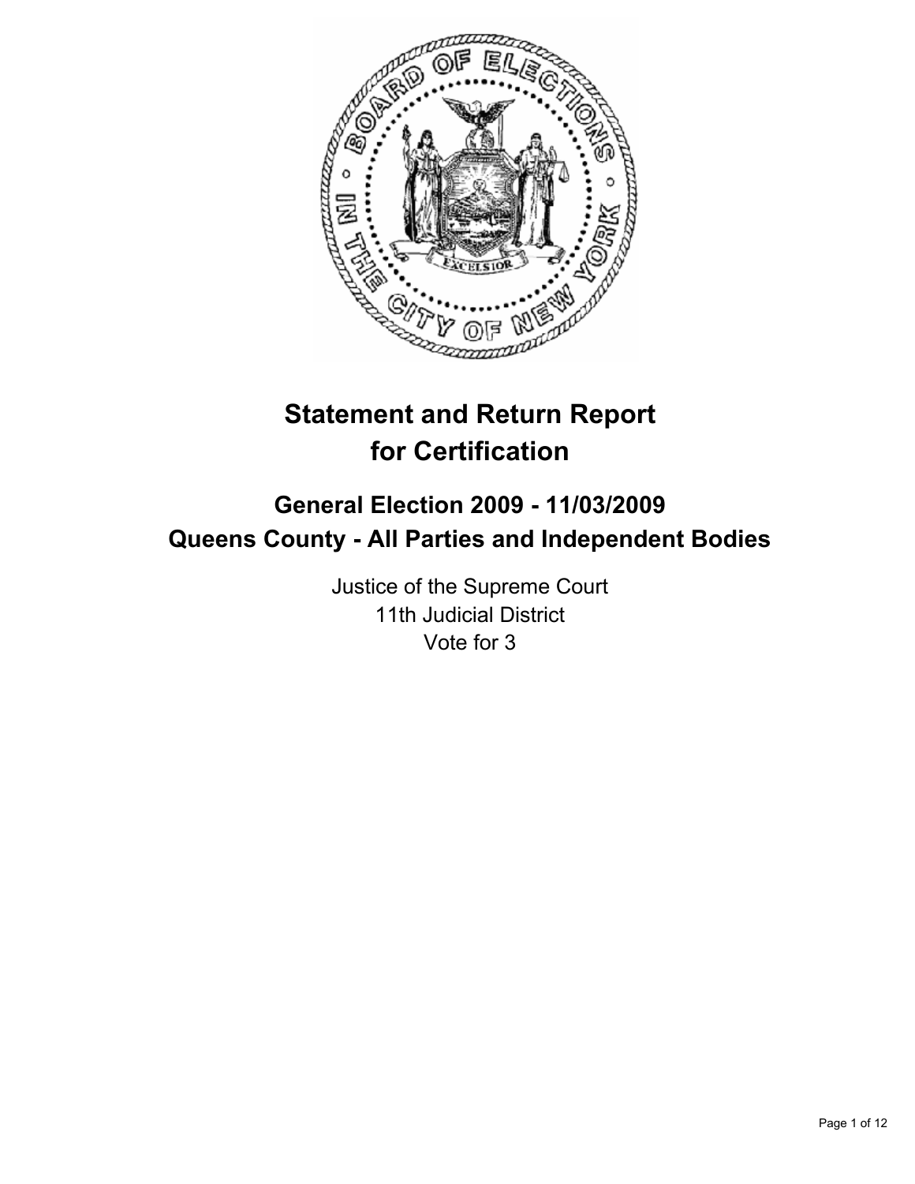# Statement and Return Report for Certification

## General Election 2009 - 11/03/2009
## Queens County - All Parties and Independent Bodies

Justice of the Supreme Court
11th Judicial District
Vote for 3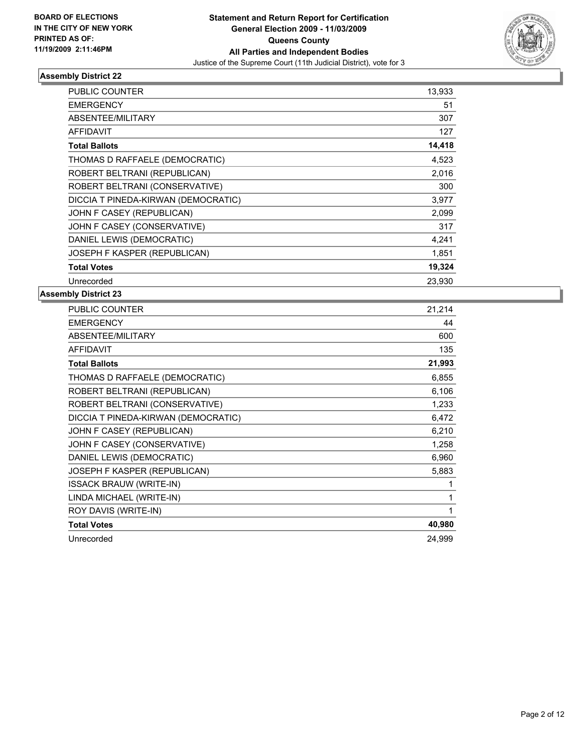**BOARD OF ELECTIONS IN THE CITY OF NEW YORK PRINTED AS OF: 11/19/2009 2:11:46PM**

**Statement and Return Report for Certification**
**General Election 2009 - 11/03/2009**
**Queens County**
**All Parties and Independent Bodies**
Justice of the Supreme Court (11th Judicial District), vote for 3

## Assembly District 22

| | |
|---|---|
| PUBLIC COUNTER | 13,933 |
| EMERGENCY | 51 |
| ABSENTEE/MILITARY | 307 |
| AFFIDAVIT | 127 |
| **Total Ballots** | **14,418** |
| THOMAS D RAFFAELE (DEMOCRATIC) | 4,523 |
| ROBERT BELTRANI (REPUBLICAN) | 2,016 |
| ROBERT BELTRANI (CONSERVATIVE) | 300 |
| DICCIA T PINEDA-KIRWAN (DEMOCRATIC) | 3,977 |
| JOHN F CASEY (REPUBLICAN) | 2,099 |
| JOHN F CASEY (CONSERVATIVE) | 317 |
| DANIEL LEWIS (DEMOCRATIC) | 4,241 |
| JOSEPH F KASPER (REPUBLICAN) | 1,851 |
| **Total Votes** | **19,324** |
| Unrecorded | 23,930 |

## Assembly District 23

| | |
|---|---|
| PUBLIC COUNTER | 21,214 |
| EMERGENCY | 44 |
| ABSENTEE/MILITARY | 600 |
| AFFIDAVIT | 135 |
| **Total Ballots** | **21,993** |
| THOMAS D RAFFAELE (DEMOCRATIC) | 6,855 |
| ROBERT BELTRANI (REPUBLICAN) | 6,106 |
| ROBERT BELTRANI (CONSERVATIVE) | 1,233 |
| DICCIA T PINEDA-KIRWAN (DEMOCRATIC) | 6,472 |
| JOHN F CASEY (REPUBLICAN) | 6,210 |
| JOHN F CASEY (CONSERVATIVE) | 1,258 |
| DANIEL LEWIS (DEMOCRATIC) | 6,960 |
| JOSEPH F KASPER (REPUBLICAN) | 5,883 |
| ISSACK BRAUW (WRITE-IN) | 1 |
| LINDA MICHAEL (WRITE-IN) | 1 |
| ROY DAVIS (WRITE-IN) | 1 |
| **Total Votes** | **40,980** |
| Unrecorded | 24,999 |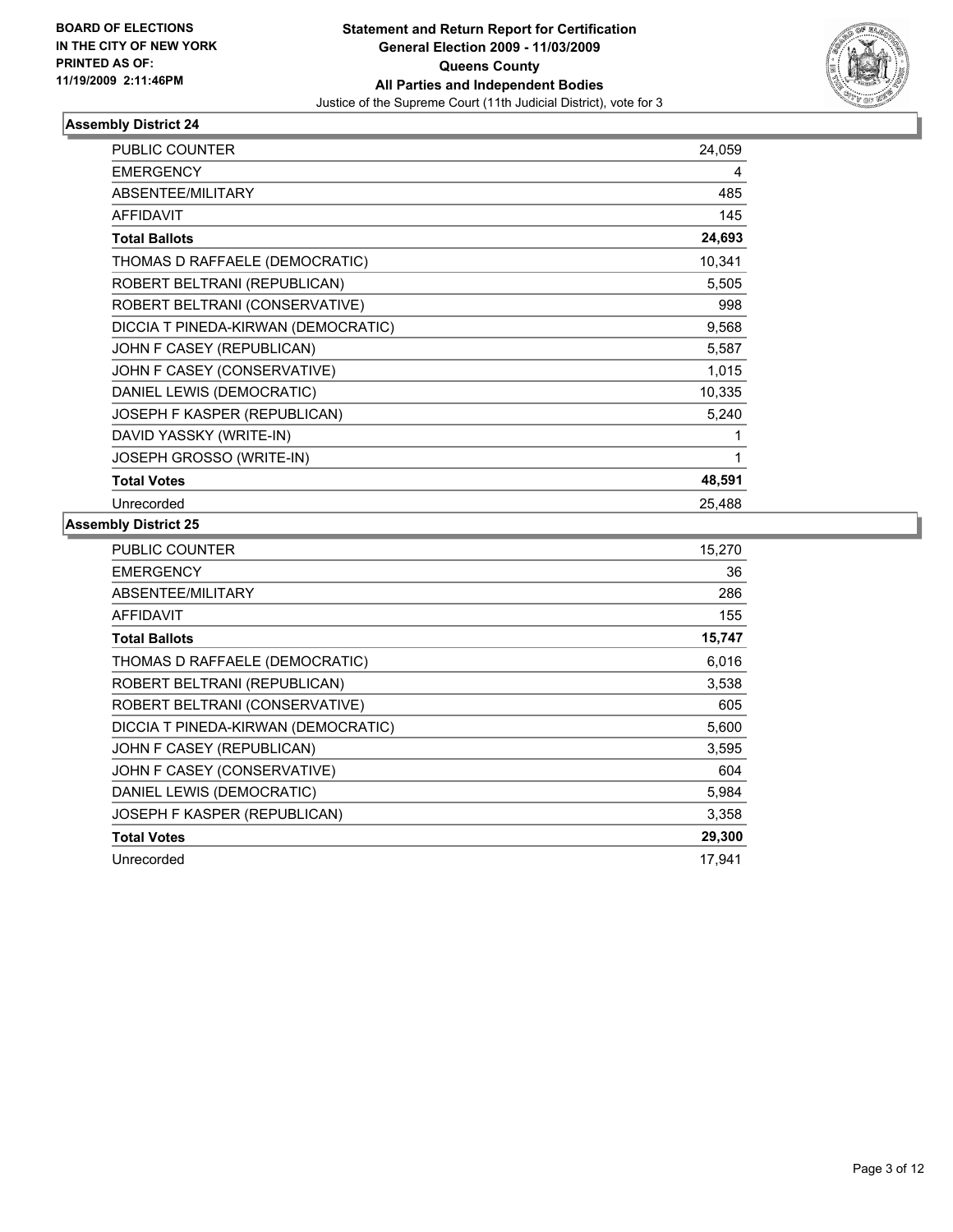**BOARD OF ELECTIONS IN THE CITY OF NEW YORK PRINTED AS OF: 11/19/2009 2:11:46PM**

**Statement and Return Report for Certification General Election 2009 - 11/03/2009 Queens County All Parties and Independent Bodies**

Justice of the Supreme Court (11th Judicial District), vote for 3

### Assembly District 24

| | |
|---|---|
| PUBLIC COUNTER | 24,059 |
| EMERGENCY | 4 |
| ABSENTEE/MILITARY | 485 |
| AFFIDAVIT | 145 |
| **Total Ballots** | **24,693** |
| THOMAS D RAFFAELE (DEMOCRATIC) | 10,341 |
| ROBERT BELTRANI (REPUBLICAN) | 5,505 |
| ROBERT BELTRANI (CONSERVATIVE) | 998 |
| DICCIA T PINEDA-KIRWAN (DEMOCRATIC) | 9,568 |
| JOHN F CASEY (REPUBLICAN) | 5,587 |
| JOHN F CASEY (CONSERVATIVE) | 1,015 |
| DANIEL LEWIS (DEMOCRATIC) | 10,335 |
| JOSEPH F KASPER (REPUBLICAN) | 5,240 |
| DAVID YASSKY (WRITE-IN) | 1 |
| JOSEPH GROSSO (WRITE-IN) | 1 |
| **Total Votes** | **48,591** |
| Unrecorded | 25,488 |

### Assembly District 25

| | |
|---|---|
| PUBLIC COUNTER | 15,270 |
| EMERGENCY | 36 |
| ABSENTEE/MILITARY | 286 |
| AFFIDAVIT | 155 |
| **Total Ballots** | **15,747** |
| THOMAS D RAFFAELE (DEMOCRATIC) | 6,016 |
| ROBERT BELTRANI (REPUBLICAN) | 3,538 |
| ROBERT BELTRANI (CONSERVATIVE) | 605 |
| DICCIA T PINEDA-KIRWAN (DEMOCRATIC) | 5,600 |
| JOHN F CASEY (REPUBLICAN) | 3,595 |
| JOHN F CASEY (CONSERVATIVE) | 604 |
| DANIEL LEWIS (DEMOCRATIC) | 5,984 |
| JOSEPH F KASPER (REPUBLICAN) | 3,358 |
| **Total Votes** | **29,300** |
| Unrecorded | 17,941 |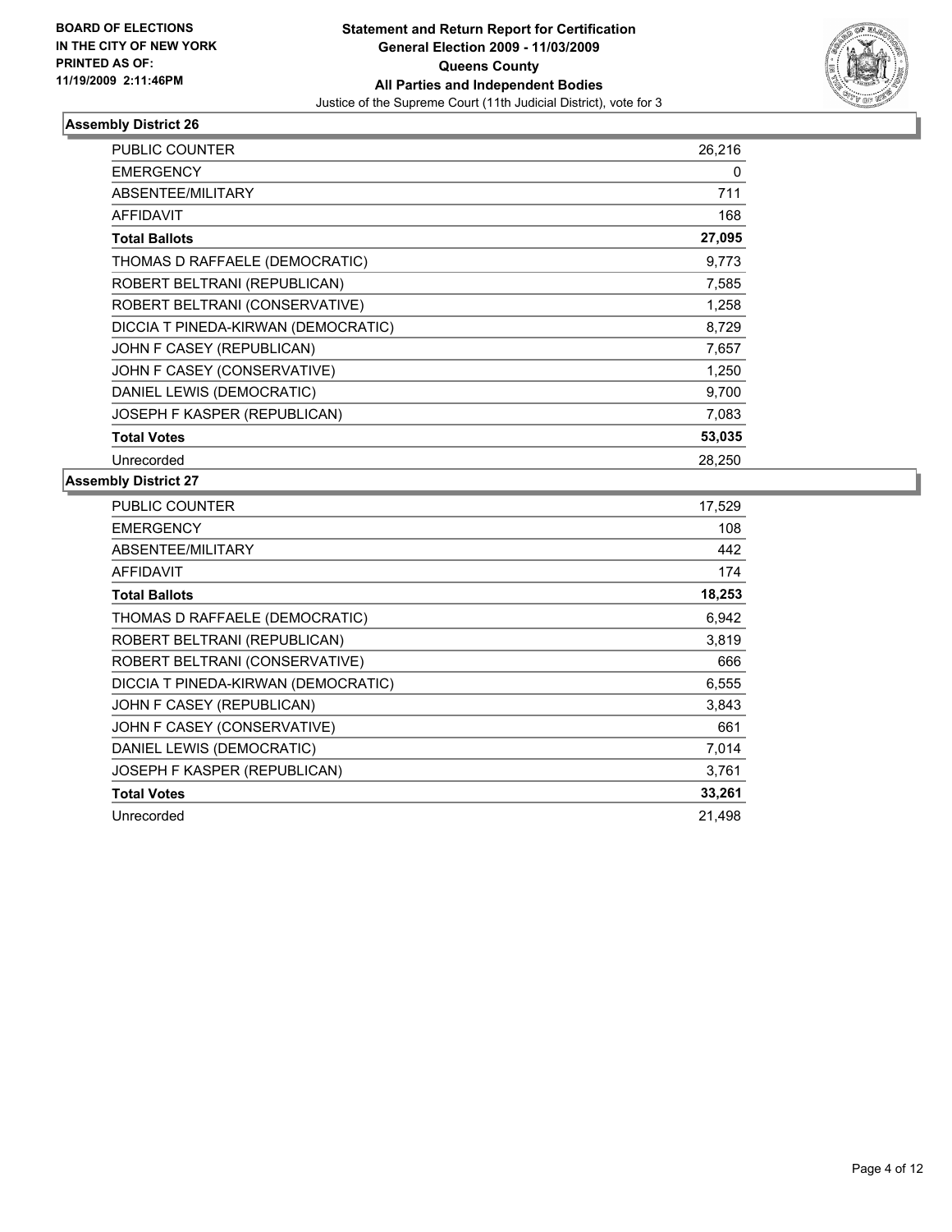**BOARD OF ELECTIONS IN THE CITY OF NEW YORK PRINTED AS OF: 11/19/2009 2:11:46PM**

# Statement and Return Report for Certification
## General Election 2009 - 11/03/2009
## Queens County
## All Parties and Independent Bodies
Justice of the Supreme Court (11th Judicial District), vote for 3

### Assembly District 26

| | |
|---|---|
| PUBLIC COUNTER | 26,216 |
| EMERGENCY | 0 |
| ABSENTEE/MILITARY | 711 |
| AFFIDAVIT | 168 |
| **Total Ballots** | **27,095** |
| THOMAS D RAFFAELE (DEMOCRATIC) | 9,773 |
| ROBERT BELTRANI (REPUBLICAN) | 7,585 |
| ROBERT BELTRANI (CONSERVATIVE) | 1,258 |
| DICCIA T PINEDA-KIRWAN (DEMOCRATIC) | 8,729 |
| JOHN F CASEY (REPUBLICAN) | 7,657 |
| JOHN F CASEY (CONSERVATIVE) | 1,250 |
| DANIEL LEWIS (DEMOCRATIC) | 9,700 |
| JOSEPH F KASPER (REPUBLICAN) | 7,083 |
| **Total Votes** | **53,035** |
| Unrecorded | 28,250 |

### Assembly District 27

| | |
|---|---|
| PUBLIC COUNTER | 17,529 |
| EMERGENCY | 108 |
| ABSENTEE/MILITARY | 442 |
| AFFIDAVIT | 174 |
| **Total Ballots** | **18,253** |
| THOMAS D RAFFAELE (DEMOCRATIC) | 6,942 |
| ROBERT BELTRANI (REPUBLICAN) | 3,819 |
| ROBERT BELTRANI (CONSERVATIVE) | 666 |
| DICCIA T PINEDA-KIRWAN (DEMOCRATIC) | 6,555 |
| JOHN F CASEY (REPUBLICAN) | 3,843 |
| JOHN F CASEY (CONSERVATIVE) | 661 |
| DANIEL LEWIS (DEMOCRATIC) | 7,014 |
| JOSEPH F KASPER (REPUBLICAN) | 3,761 |
| **Total Votes** | **33,261** |
| Unrecorded | 21,498 |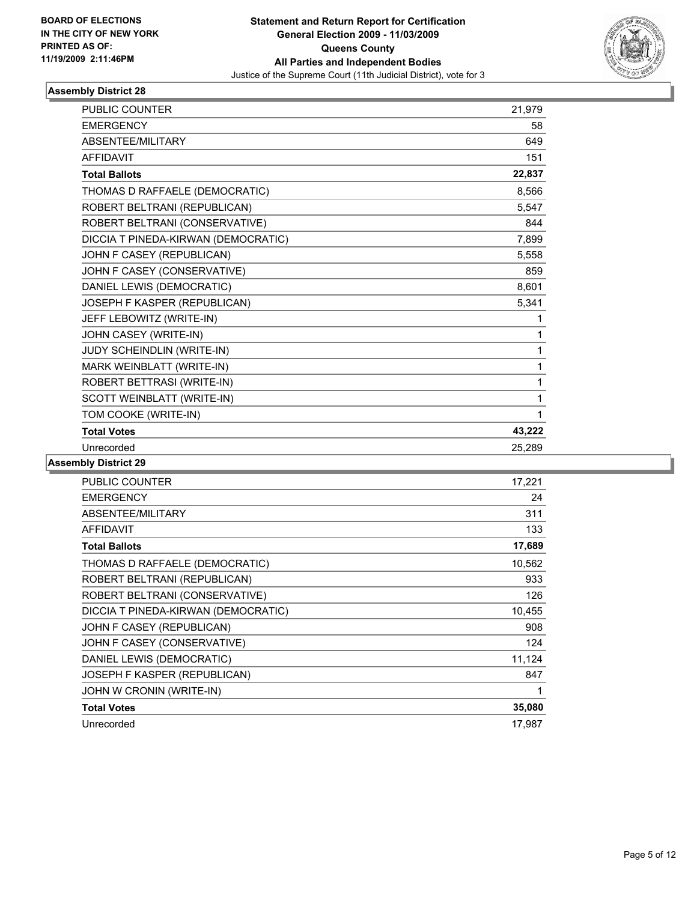BOARD OF ELECTIONS
IN THE CITY OF NEW YORK
PRINTED AS OF:
11/19/2009 2:11:46PM

**Statement and Return Report for Certification**
**General Election 2009 - 11/03/2009**
**Queens County**
**All Parties and Independent Bodies**
Justice of the Supreme Court (11th Judicial District), vote for 3

### Assembly District 28

| | |
|---|---|
| PUBLIC COUNTER | 21,979 |
| EMERGENCY | 58 |
| ABSENTEE/MILITARY | 649 |
| AFFIDAVIT | 151 |
| **Total Ballots** | **22,837** |
| THOMAS D RAFFAELE (DEMOCRATIC) | 8,566 |
| ROBERT BELTRANI (REPUBLICAN) | 5,547 |
| ROBERT BELTRANI (CONSERVATIVE) | 844 |
| DICCIA T PINEDA-KIRWAN (DEMOCRATIC) | 7,899 |
| JOHN F CASEY (REPUBLICAN) | 5,558 |
| JOHN F CASEY (CONSERVATIVE) | 859 |
| DANIEL LEWIS (DEMOCRATIC) | 8,601 |
| JOSEPH F KASPER (REPUBLICAN) | 5,341 |
| JEFF LEBOWITZ (WRITE-IN) | 1 |
| JOHN CASEY (WRITE-IN) | 1 |
| JUDY SCHEINDLIN (WRITE-IN) | 1 |
| MARK WEINBLATT (WRITE-IN) | 1 |
| ROBERT BETTRASI (WRITE-IN) | 1 |
| SCOTT WEINBLATT (WRITE-IN) | 1 |
| TOM COOKE (WRITE-IN) | 1 |
| **Total Votes** | **43,222** |
| Unrecorded | 25,289 |

### Assembly District 29

| | |
|---|---|
| PUBLIC COUNTER | 17,221 |
| EMERGENCY | 24 |
| ABSENTEE/MILITARY | 311 |
| AFFIDAVIT | 133 |
| **Total Ballots** | **17,689** |
| THOMAS D RAFFAELE (DEMOCRATIC) | 10,562 |
| ROBERT BELTRANI (REPUBLICAN) | 933 |
| ROBERT BELTRANI (CONSERVATIVE) | 126 |
| DICCIA T PINEDA-KIRWAN (DEMOCRATIC) | 10,455 |
| JOHN F CASEY (REPUBLICAN) | 908 |
| JOHN F CASEY (CONSERVATIVE) | 124 |
| DANIEL LEWIS (DEMOCRATIC) | 11,124 |
| JOSEPH F KASPER (REPUBLICAN) | 847 |
| JOHN W CRONIN (WRITE-IN) | 1 |
| **Total Votes** | **35,080** |
| Unrecorded | 17,987 |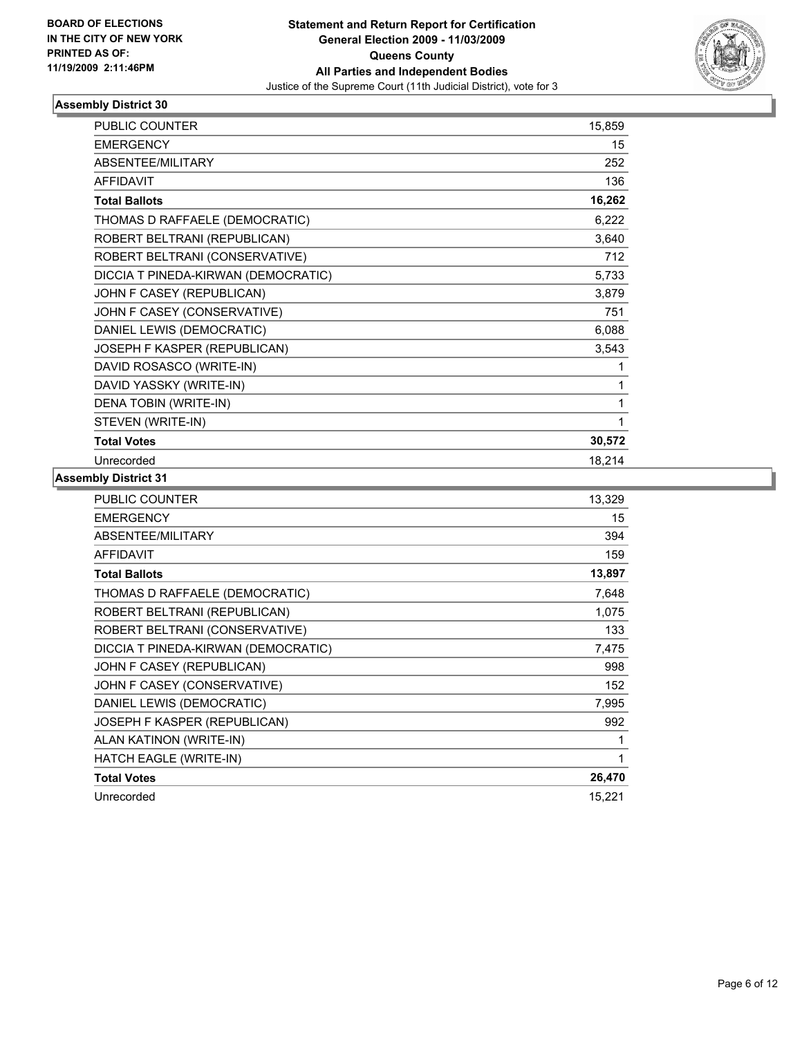**BOARD OF ELECTIONS IN THE CITY OF NEW YORK PRINTED AS OF: 11/19/2009 2:11:46PM**

**Statement and Return Report for Certification**
**General Election 2009 - 11/03/2009**
**Queens County**
**All Parties and Independent Bodies**
Justice of the Supreme Court (11th Judicial District), vote for 3

### Assembly District 30

| | |
|---|---|
| PUBLIC COUNTER | 15,859 |
| EMERGENCY | 15 |
| ABSENTEE/MILITARY | 252 |
| AFFIDAVIT | 136 |
| **Total Ballots** | **16,262** |
| THOMAS D RAFFAELE (DEMOCRATIC) | 6,222 |
| ROBERT BELTRANI (REPUBLICAN) | 3,640 |
| ROBERT BELTRANI (CONSERVATIVE) | 712 |
| DICCIA T PINEDA-KIRWAN (DEMOCRATIC) | 5,733 |
| JOHN F CASEY (REPUBLICAN) | 3,879 |
| JOHN F CASEY (CONSERVATIVE) | 751 |
| DANIEL LEWIS (DEMOCRATIC) | 6,088 |
| JOSEPH F KASPER (REPUBLICAN) | 3,543 |
| DAVID ROSASCO (WRITE-IN) | 1 |
| DAVID YASSKY (WRITE-IN) | 1 |
| DENA TOBIN (WRITE-IN) | 1 |
| STEVEN (WRITE-IN) | 1 |
| **Total Votes** | **30,572** |
| Unrecorded | 18,214 |

### Assembly District 31

| | |
|---|---|
| PUBLIC COUNTER | 13,329 |
| EMERGENCY | 15 |
| ABSENTEE/MILITARY | 394 |
| AFFIDAVIT | 159 |
| **Total Ballots** | **13,897** |
| THOMAS D RAFFAELE (DEMOCRATIC) | 7,648 |
| ROBERT BELTRANI (REPUBLICAN) | 1,075 |
| ROBERT BELTRANI (CONSERVATIVE) | 133 |
| DICCIA T PINEDA-KIRWAN (DEMOCRATIC) | 7,475 |
| JOHN F CASEY (REPUBLICAN) | 998 |
| JOHN F CASEY (CONSERVATIVE) | 152 |
| DANIEL LEWIS (DEMOCRATIC) | 7,995 |
| JOSEPH F KASPER (REPUBLICAN) | 992 |
| ALAN KATINON (WRITE-IN) | 1 |
| HATCH EAGLE (WRITE-IN) | 1 |
| **Total Votes** | **26,470** |
| Unrecorded | 15,221 |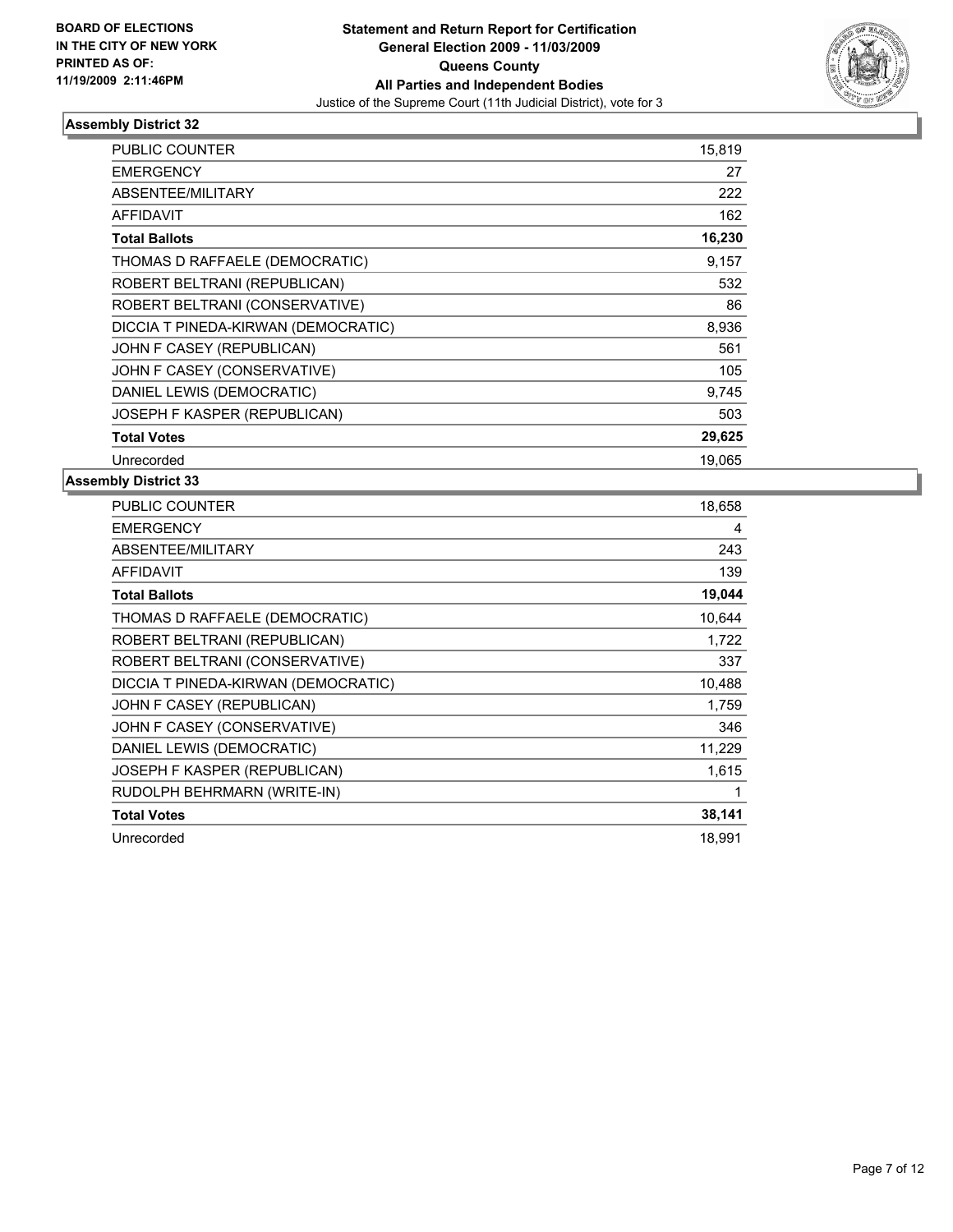**BOARD OF ELECTIONS IN THE CITY OF NEW YORK PRINTED AS OF: 11/19/2009 2:11:46PM**

# Statement and Return Report for Certification
## General Election 2009 - 11/03/2009
## Queens County
## All Parties and Independent Bodies
Justice of the Supreme Court (11th Judicial District), vote for 3

### Assembly District 32

| | |
|---|---|
| PUBLIC COUNTER | 15,819 |
| EMERGENCY | 27 |
| ABSENTEE/MILITARY | 222 |
| AFFIDAVIT | 162 |
| **Total Ballots** | **16,230** |
| THOMAS D RAFFAELE (DEMOCRATIC) | 9,157 |
| ROBERT BELTRANI (REPUBLICAN) | 532 |
| ROBERT BELTRANI (CONSERVATIVE) | 86 |
| DICCIA T PINEDA-KIRWAN (DEMOCRATIC) | 8,936 |
| JOHN F CASEY (REPUBLICAN) | 561 |
| JOHN F CASEY (CONSERVATIVE) | 105 |
| DANIEL LEWIS (DEMOCRATIC) | 9,745 |
| JOSEPH F KASPER (REPUBLICAN) | 503 |
| **Total Votes** | **29,625** |
| Unrecorded | 19,065 |

### Assembly District 33

| | |
|---|---|
| PUBLIC COUNTER | 18,658 |
| EMERGENCY | 4 |
| ABSENTEE/MILITARY | 243 |
| AFFIDAVIT | 139 |
| **Total Ballots** | **19,044** |
| THOMAS D RAFFAELE (DEMOCRATIC) | 10,644 |
| ROBERT BELTRANI (REPUBLICAN) | 1,722 |
| ROBERT BELTRANI (CONSERVATIVE) | 337 |
| DICCIA T PINEDA-KIRWAN (DEMOCRATIC) | 10,488 |
| JOHN F CASEY (REPUBLICAN) | 1,759 |
| JOHN F CASEY (CONSERVATIVE) | 346 |
| DANIEL LEWIS (DEMOCRATIC) | 11,229 |
| JOSEPH F KASPER (REPUBLICAN) | 1,615 |
| RUDOLPH BEHRMARN (WRITE-IN) | 1 |
| **Total Votes** | **38,141** |
| Unrecorded | 18,991 |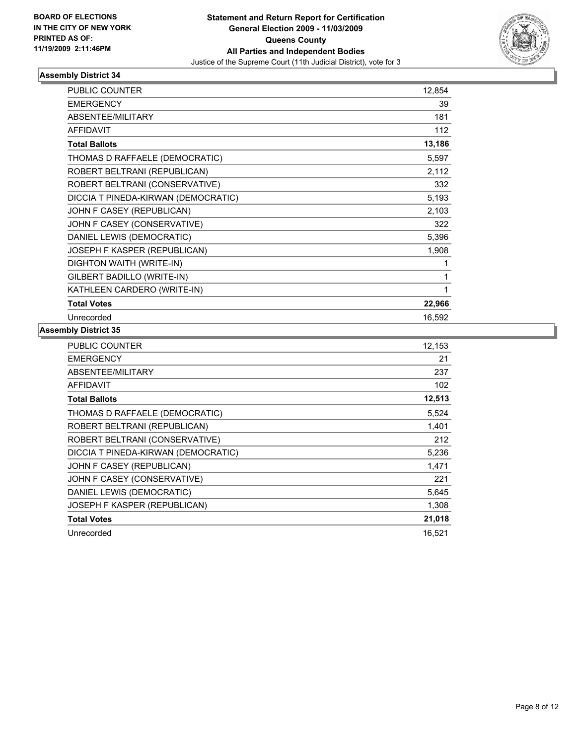**BOARD OF ELECTIONS IN THE CITY OF NEW YORK PRINTED AS OF: 11/19/2009 2:11:46PM**

**Statement and Return Report for Certification General Election 2009 - 11/03/2009 Queens County All Parties and Independent Bodies**
Justice of the Supreme Court (11th Judicial District), vote for 3

### Assembly District 34

| | |
|---|---|
| PUBLIC COUNTER | 12,854 |
| EMERGENCY | 39 |
| ABSENTEE/MILITARY | 181 |
| AFFIDAVIT | 112 |
| **Total Ballots** | **13,186** |
| THOMAS D RAFFAELE (DEMOCRATIC) | 5,597 |
| ROBERT BELTRANI (REPUBLICAN) | 2,112 |
| ROBERT BELTRANI (CONSERVATIVE) | 332 |
| DICCIA T PINEDA-KIRWAN (DEMOCRATIC) | 5,193 |
| JOHN F CASEY (REPUBLICAN) | 2,103 |
| JOHN F CASEY (CONSERVATIVE) | 322 |
| DANIEL LEWIS (DEMOCRATIC) | 5,396 |
| JOSEPH F KASPER (REPUBLICAN) | 1,908 |
| DIGHTON WAITH (WRITE-IN) | 1 |
| GILBERT BADILLO (WRITE-IN) | 1 |
| KATHLEEN CARDERO (WRITE-IN) | 1 |
| **Total Votes** | **22,966** |
| Unrecorded | 16,592 |

### Assembly District 35

| | |
|---|---|
| PUBLIC COUNTER | 12,153 |
| EMERGENCY | 21 |
| ABSENTEE/MILITARY | 237 |
| AFFIDAVIT | 102 |
| **Total Ballots** | **12,513** |
| THOMAS D RAFFAELE (DEMOCRATIC) | 5,524 |
| ROBERT BELTRANI (REPUBLICAN) | 1,401 |
| ROBERT BELTRANI (CONSERVATIVE) | 212 |
| DICCIA T PINEDA-KIRWAN (DEMOCRATIC) | 5,236 |
| JOHN F CASEY (REPUBLICAN) | 1,471 |
| JOHN F CASEY (CONSERVATIVE) | 221 |
| DANIEL LEWIS (DEMOCRATIC) | 5,645 |
| JOSEPH F KASPER (REPUBLICAN) | 1,308 |
| **Total Votes** | **21,018** |
| Unrecorded | 16,521 |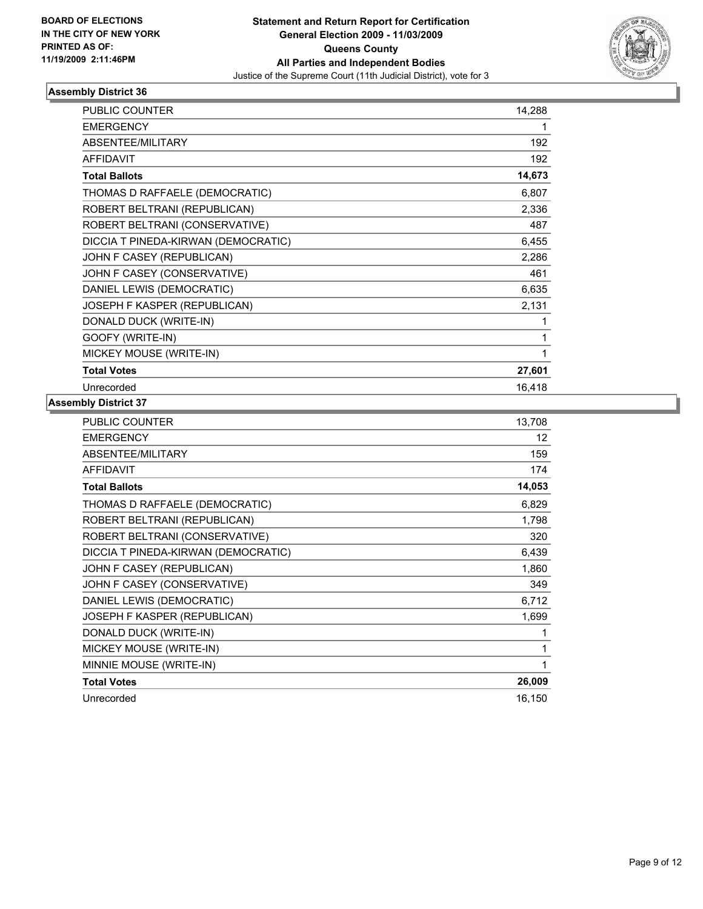**BOARD OF ELECTIONS IN THE CITY OF NEW YORK PRINTED AS OF: 11/19/2009 2:11:46PM**

**Statement and Return Report for Certification General Election 2009 - 11/03/2009 Queens County All Parties and Independent Bodies**
Justice of the Supreme Court (11th Judicial District), vote for 3

### Assembly District 36

| | |
|---|---|
| PUBLIC COUNTER | 14,288 |
| EMERGENCY | 1 |
| ABSENTEE/MILITARY | 192 |
| AFFIDAVIT | 192 |
| **Total Ballots** | **14,673** |
| THOMAS D RAFFAELE (DEMOCRATIC) | 6,807 |
| ROBERT BELTRANI (REPUBLICAN) | 2,336 |
| ROBERT BELTRANI (CONSERVATIVE) | 487 |
| DICCIA T PINEDA-KIRWAN (DEMOCRATIC) | 6,455 |
| JOHN F CASEY (REPUBLICAN) | 2,286 |
| JOHN F CASEY (CONSERVATIVE) | 461 |
| DANIEL LEWIS (DEMOCRATIC) | 6,635 |
| JOSEPH F KASPER (REPUBLICAN) | 2,131 |
| DONALD DUCK (WRITE-IN) | 1 |
| GOOFY (WRITE-IN) | 1 |
| MICKEY MOUSE (WRITE-IN) | 1 |
| **Total Votes** | **27,601** |
| Unrecorded | 16,418 |

### Assembly District 37

| | |
|---|---|
| PUBLIC COUNTER | 13,708 |
| EMERGENCY | 12 |
| ABSENTEE/MILITARY | 159 |
| AFFIDAVIT | 174 |
| **Total Ballots** | **14,053** |
| THOMAS D RAFFAELE (DEMOCRATIC) | 6,829 |
| ROBERT BELTRANI (REPUBLICAN) | 1,798 |
| ROBERT BELTRANI (CONSERVATIVE) | 320 |
| DICCIA T PINEDA-KIRWAN (DEMOCRATIC) | 6,439 |
| JOHN F CASEY (REPUBLICAN) | 1,860 |
| JOHN F CASEY (CONSERVATIVE) | 349 |
| DANIEL LEWIS (DEMOCRATIC) | 6,712 |
| JOSEPH F KASPER (REPUBLICAN) | 1,699 |
| DONALD DUCK (WRITE-IN) | 1 |
| MICKEY MOUSE (WRITE-IN) | 1 |
| MINNIE MOUSE (WRITE-IN) | 1 |
| **Total Votes** | **26,009** |
| Unrecorded | 16,150 |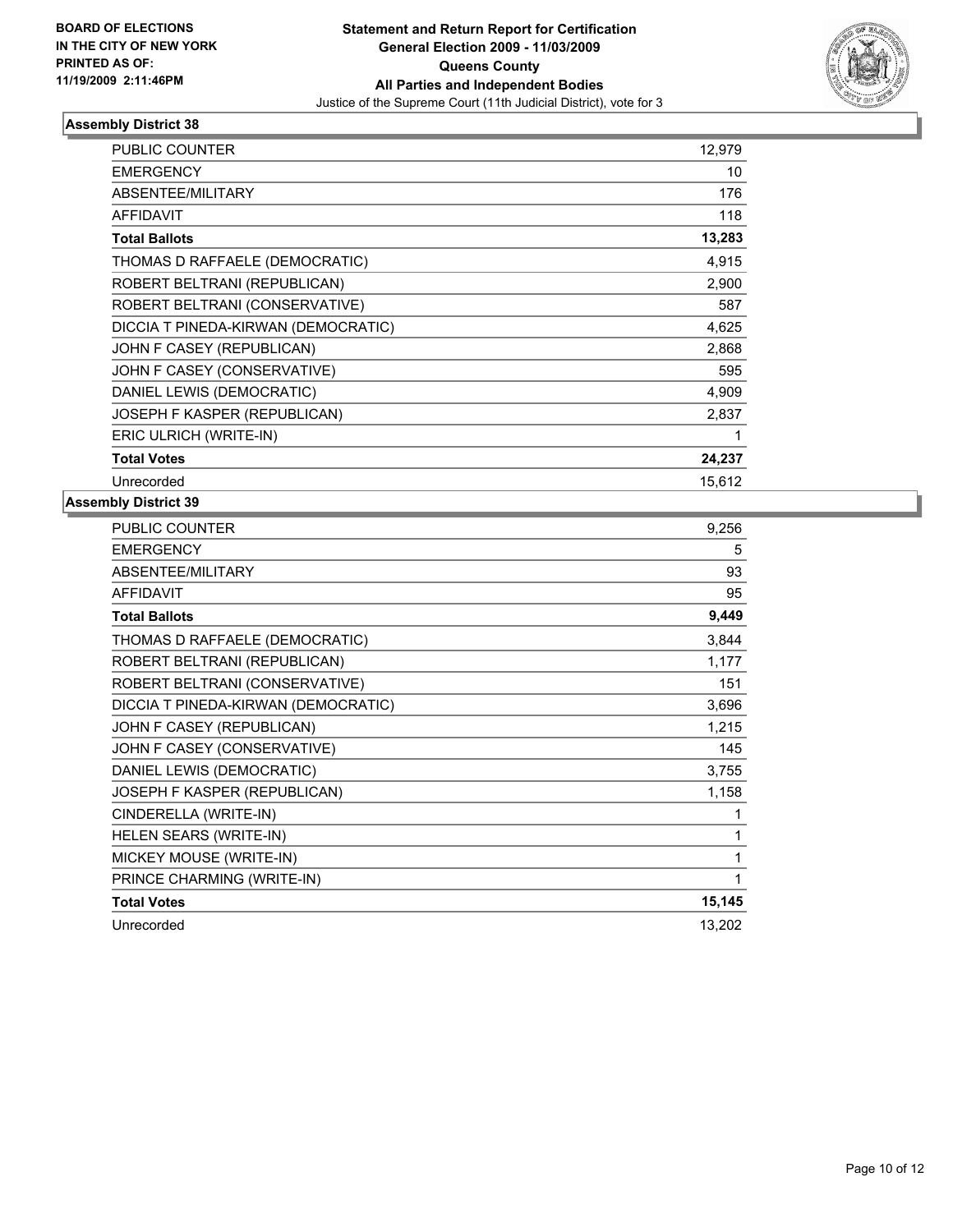BOARD OF ELECTIONS
IN THE CITY OF NEW YORK
PRINTED AS OF:
11/19/2009 2:11:46PM

**Statement and Return Report for Certification**
**General Election 2009 - 11/03/2009**
**Queens County**
**All Parties and Independent Bodies**
Justice of the Supreme Court (11th Judicial District), vote for 3

### Assembly District 38

| | |
|---|---|
| PUBLIC COUNTER | 12,979 |
| EMERGENCY | 10 |
| ABSENTEE/MILITARY | 176 |
| AFFIDAVIT | 118 |
| **Total Ballots** | **13,283** |
| THOMAS D RAFFAELE (DEMOCRATIC) | 4,915 |
| ROBERT BELTRANI (REPUBLICAN) | 2,900 |
| ROBERT BELTRANI (CONSERVATIVE) | 587 |
| DICCIA T PINEDA-KIRWAN (DEMOCRATIC) | 4,625 |
| JOHN F CASEY (REPUBLICAN) | 2,868 |
| JOHN F CASEY (CONSERVATIVE) | 595 |
| DANIEL LEWIS (DEMOCRATIC) | 4,909 |
| JOSEPH F KASPER (REPUBLICAN) | 2,837 |
| ERIC ULRICH (WRITE-IN) | 1 |
| **Total Votes** | **24,237** |
| Unrecorded | 15,612 |

### Assembly District 39

| | |
|---|---|
| PUBLIC COUNTER | 9,256 |
| EMERGENCY | 5 |
| ABSENTEE/MILITARY | 93 |
| AFFIDAVIT | 95 |
| **Total Ballots** | **9,449** |
| THOMAS D RAFFAELE (DEMOCRATIC) | 3,844 |
| ROBERT BELTRANI (REPUBLICAN) | 1,177 |
| ROBERT BELTRANI (CONSERVATIVE) | 151 |
| DICCIA T PINEDA-KIRWAN (DEMOCRATIC) | 3,696 |
| JOHN F CASEY (REPUBLICAN) | 1,215 |
| JOHN F CASEY (CONSERVATIVE) | 145 |
| DANIEL LEWIS (DEMOCRATIC) | 3,755 |
| JOSEPH F KASPER (REPUBLICAN) | 1,158 |
| CINDERELLA (WRITE-IN) | 1 |
| HELEN SEARS (WRITE-IN) | 1 |
| MICKEY MOUSE (WRITE-IN) | 1 |
| PRINCE CHARMING (WRITE-IN) | 1 |
| **Total Votes** | **15,145** |
| Unrecorded | 13,202 |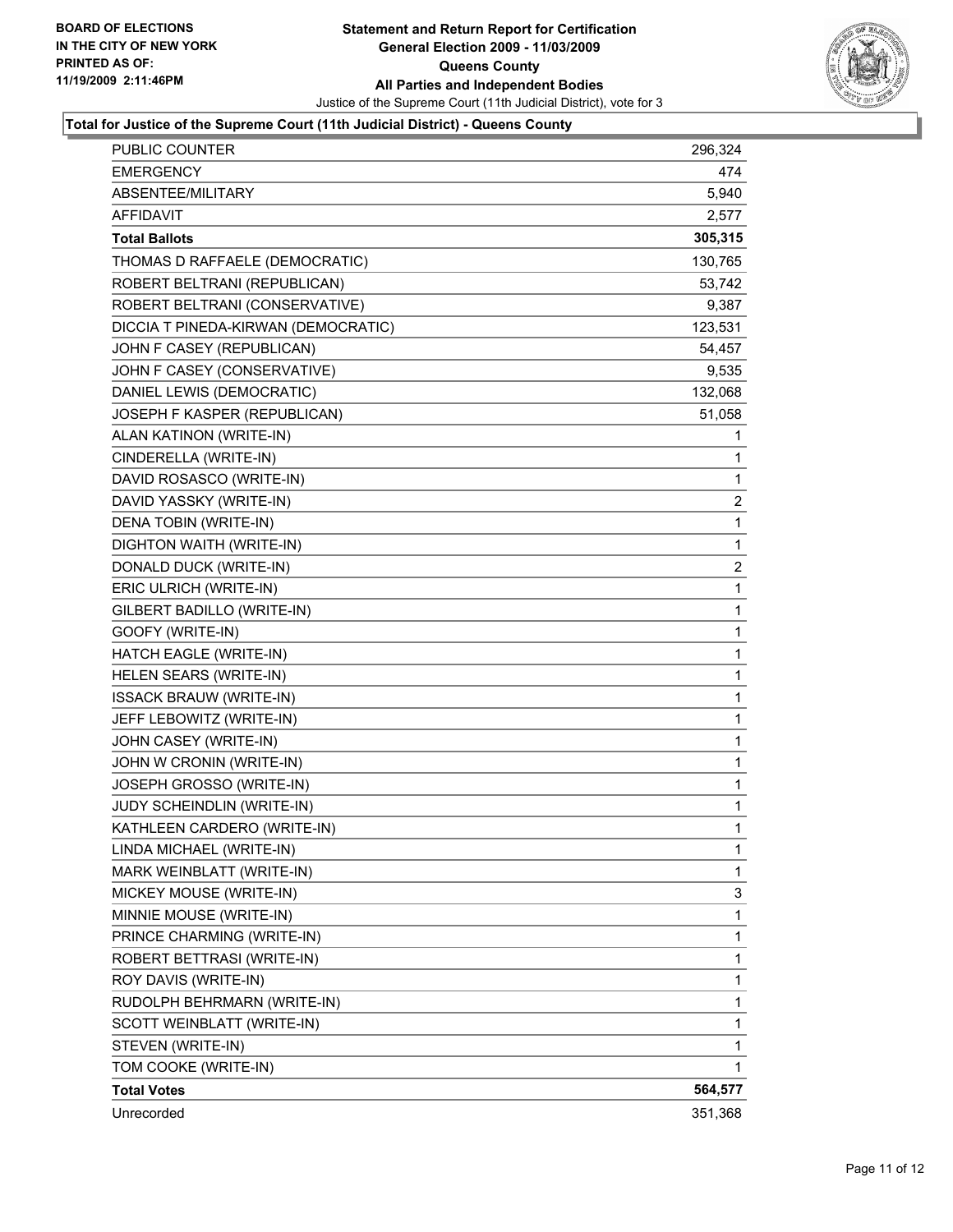BOARD OF ELECTIONS
IN THE CITY OF NEW YORK
PRINTED AS OF:
11/19/2009 2:11:46PM

**Statement and Return Report for Certification**
**General Election 2009 - 11/03/2009**
**Queens County**
**All Parties and Independent Bodies**
Justice of the Supreme Court (11th Judicial District), vote for 3

**Total for Justice of the Supreme Court (11th Judicial District) - Queens County**

| | |
|---|---|
| PUBLIC COUNTER | 296,324 |
| EMERGENCY | 474 |
| ABSENTEE/MILITARY | 5,940 |
| AFFIDAVIT | 2,577 |
| **Total Ballots** | **305,315** |
| THOMAS D RAFFAELE (DEMOCRATIC) | 130,765 |
| ROBERT BELTRANI (REPUBLICAN) | 53,742 |
| ROBERT BELTRANI (CONSERVATIVE) | 9,387 |
| DICCIA T PINEDA-KIRWAN (DEMOCRATIC) | 123,531 |
| JOHN F CASEY (REPUBLICAN) | 54,457 |
| JOHN F CASEY (CONSERVATIVE) | 9,535 |
| DANIEL LEWIS (DEMOCRATIC) | 132,068 |
| JOSEPH F KASPER (REPUBLICAN) | 51,058 |
| ALAN KATINON (WRITE-IN) | 1 |
| CINDERELLA (WRITE-IN) | 1 |
| DAVID ROSASCO (WRITE-IN) | 1 |
| DAVID YASSKY (WRITE-IN) | 2 |
| DENA TOBIN (WRITE-IN) | 1 |
| DIGHTON WAITH (WRITE-IN) | 1 |
| DONALD DUCK (WRITE-IN) | 2 |
| ERIC ULRICH (WRITE-IN) | 1 |
| GILBERT BADILLO (WRITE-IN) | 1 |
| GOOFY (WRITE-IN) | 1 |
| HATCH EAGLE (WRITE-IN) | 1 |
| HELEN SEARS (WRITE-IN) | 1 |
| ISSACK BRAUW (WRITE-IN) | 1 |
| JEFF LEBOWITZ (WRITE-IN) | 1 |
| JOHN CASEY (WRITE-IN) | 1 |
| JOHN W CRONIN (WRITE-IN) | 1 |
| JOSEPH GROSSO (WRITE-IN) | 1 |
| JUDY SCHEINDLIN (WRITE-IN) | 1 |
| KATHLEEN CARDERO (WRITE-IN) | 1 |
| LINDA MICHAEL (WRITE-IN) | 1 |
| MARK WEINBLATT (WRITE-IN) | 1 |
| MICKEY MOUSE (WRITE-IN) | 3 |
| MINNIE MOUSE (WRITE-IN) | 1 |
| PRINCE CHARMING (WRITE-IN) | 1 |
| ROBERT BETTRASI (WRITE-IN) | 1 |
| ROY DAVIS (WRITE-IN) | 1 |
| RUDOLPH BEHRMARN (WRITE-IN) | 1 |
| SCOTT WEINBLATT (WRITE-IN) | 1 |
| STEVEN (WRITE-IN) | 1 |
| TOM COOKE (WRITE-IN) | 1 |
| **Total Votes** | **564,577** |
| Unrecorded | 351,368 |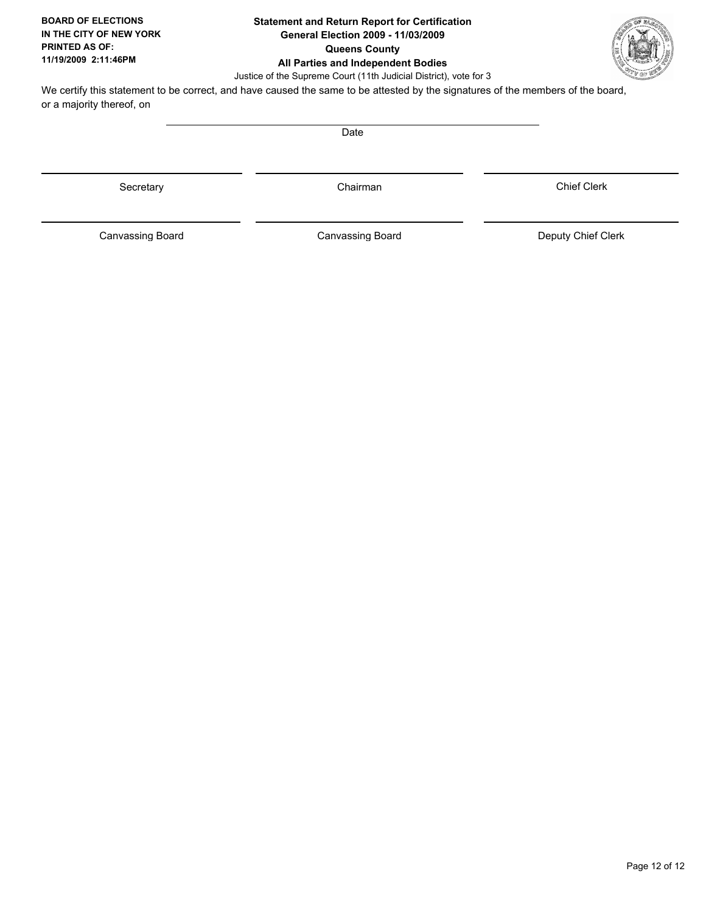We certify this statement to be correct, and have caused the same to be attested by the signatures of the members of the board, or a majority thereof, on

Date

Secretary

Chairman

Chief Clerk

Canvassing Board

Canvassing Board

Deputy Chief Clerk